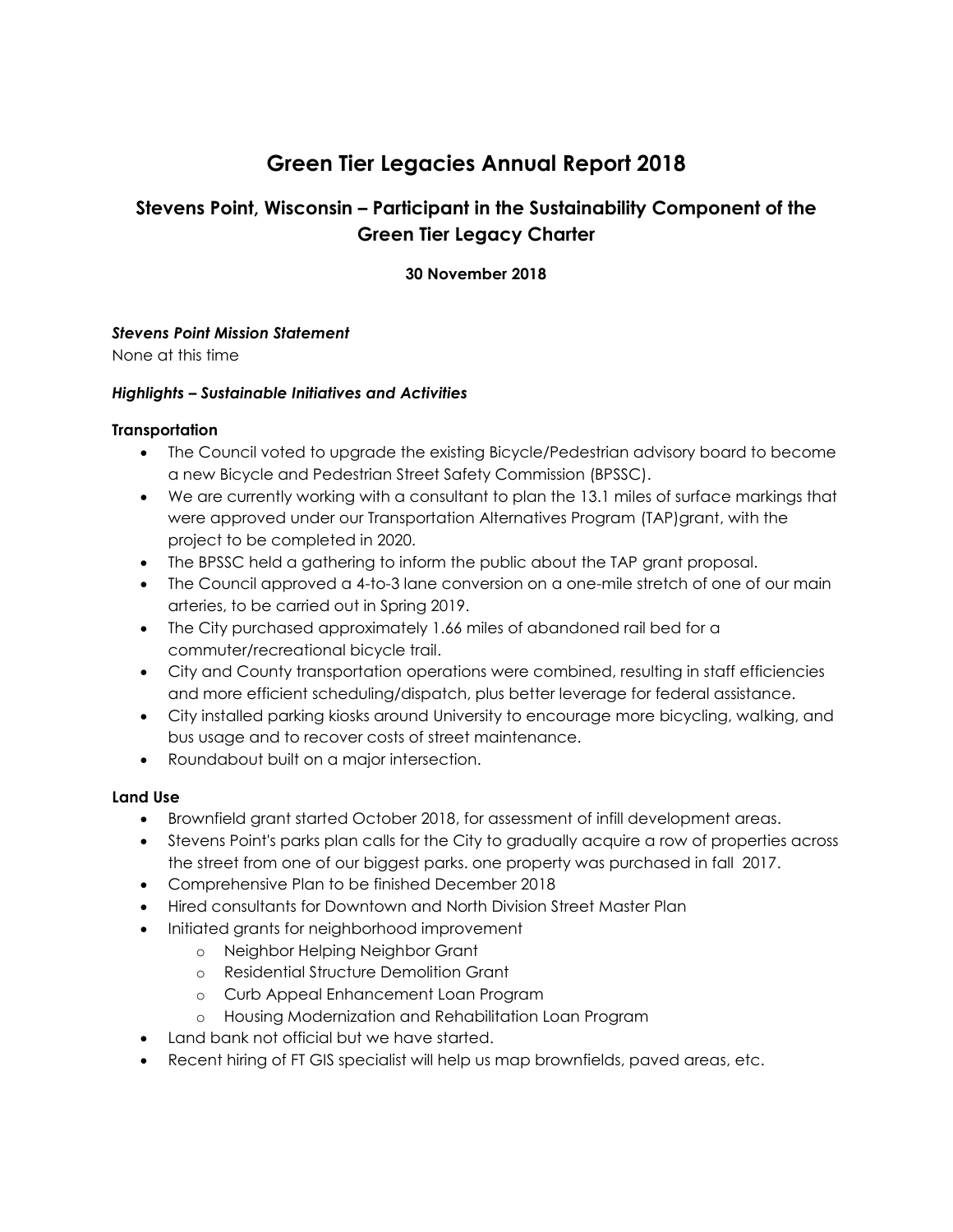# Green Tier Legacies Annual Report 2018

## Stevens Point, Wisconsin – Participant in the Sustainability Component of the Green Tier Legacy Charter

**30 November 2018**

***Stevens Point Mission Statement***

None at this time

***Highlights – Sustainable Initiatives and Activities***

**Transportation**

- The Council voted to upgrade the existing Bicycle/Pedestrian advisory board to become a new Bicycle and Pedestrian Street Safety Commission (BPSSC).
- We are currently working with a consultant to plan the 13.1 miles of surface markings that were approved under our Transportation Alternatives Program (TAP)grant, with the project to be completed in 2020.
- The BPSSC held a gathering to inform the public about the TAP grant proposal.
- The Council approved a 4-to-3 lane conversion on a one-mile stretch of one of our main arteries, to be carried out in Spring 2019.
- The City purchased approximately 1.66 miles of abandoned rail bed for a commuter/recreational bicycle trail.
- City and County transportation operations were combined, resulting in staff efficiencies and more efficient scheduling/dispatch, plus better leverage for federal assistance.
- City installed parking kiosks around University to encourage more bicycling, walking, and bus usage and to recover costs of street maintenance.
- Roundabout built on a major intersection.

**Land Use**

- Brownfield grant started October 2018, for assessment of infill development areas.
- Stevens Point's parks plan calls for the City to gradually acquire a row of properties across the street from one of our biggest parks. one property was purchased in fall 2017.
- Comprehensive Plan to be finished December 2018
- Hired consultants for Downtown and North Division Street Master Plan
- Initiated grants for neighborhood improvement
  - Neighbor Helping Neighbor Grant
  - Residential Structure Demolition Grant
  - Curb Appeal Enhancement Loan Program
  - Housing Modernization and Rehabilitation Loan Program
- Land bank not official but we have started.
- Recent hiring of FT GIS specialist will help us map brownfields, paved areas, etc.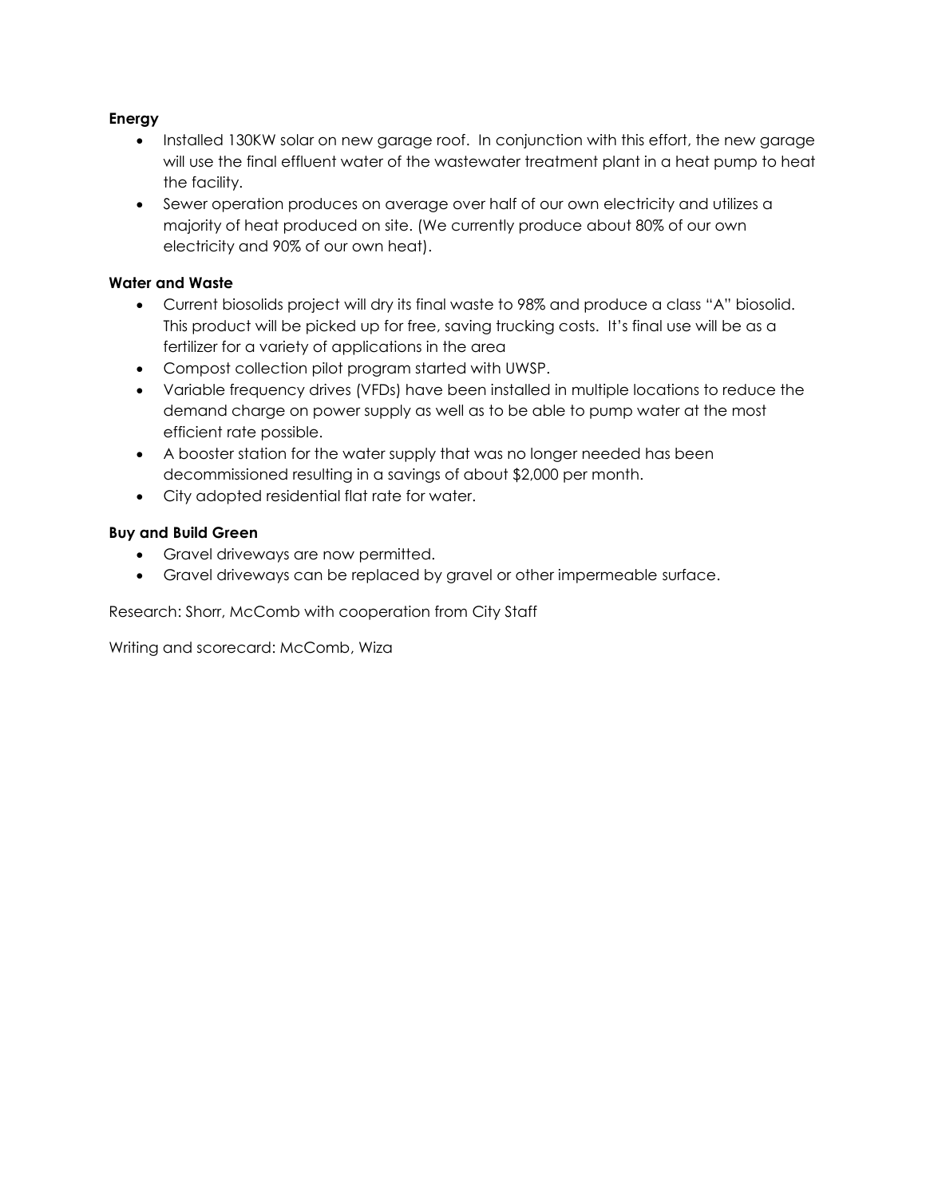**Energy**

- Installed 130KW solar on new garage roof. In conjunction with this effort, the new garage will use the final effluent water of the wastewater treatment plant in a heat pump to heat the facility.
- Sewer operation produces on average over half of our own electricity and utilizes a majority of heat produced on site. (We currently produce about 80% of our own electricity and 90% of our own heat).

**Water and Waste**

- Current biosolids project will dry its final waste to 98% and produce a class "A" biosolid. This product will be picked up for free, saving trucking costs. It's final use will be as a fertilizer for a variety of applications in the area
- Compost collection pilot program started with UWSP.
- Variable frequency drives (VFDs) have been installed in multiple locations to reduce the demand charge on power supply as well as to be able to pump water at the most efficient rate possible.
- A booster station for the water supply that was no longer needed has been decommissioned resulting in a savings of about $2,000 per month.
- City adopted residential flat rate for water.

**Buy and Build Green**

- Gravel driveways are now permitted.
- Gravel driveways can be replaced by gravel or other impermeable surface.

Research: Shorr, McComb with cooperation from City Staff

Writing and scorecard: McComb, Wiza